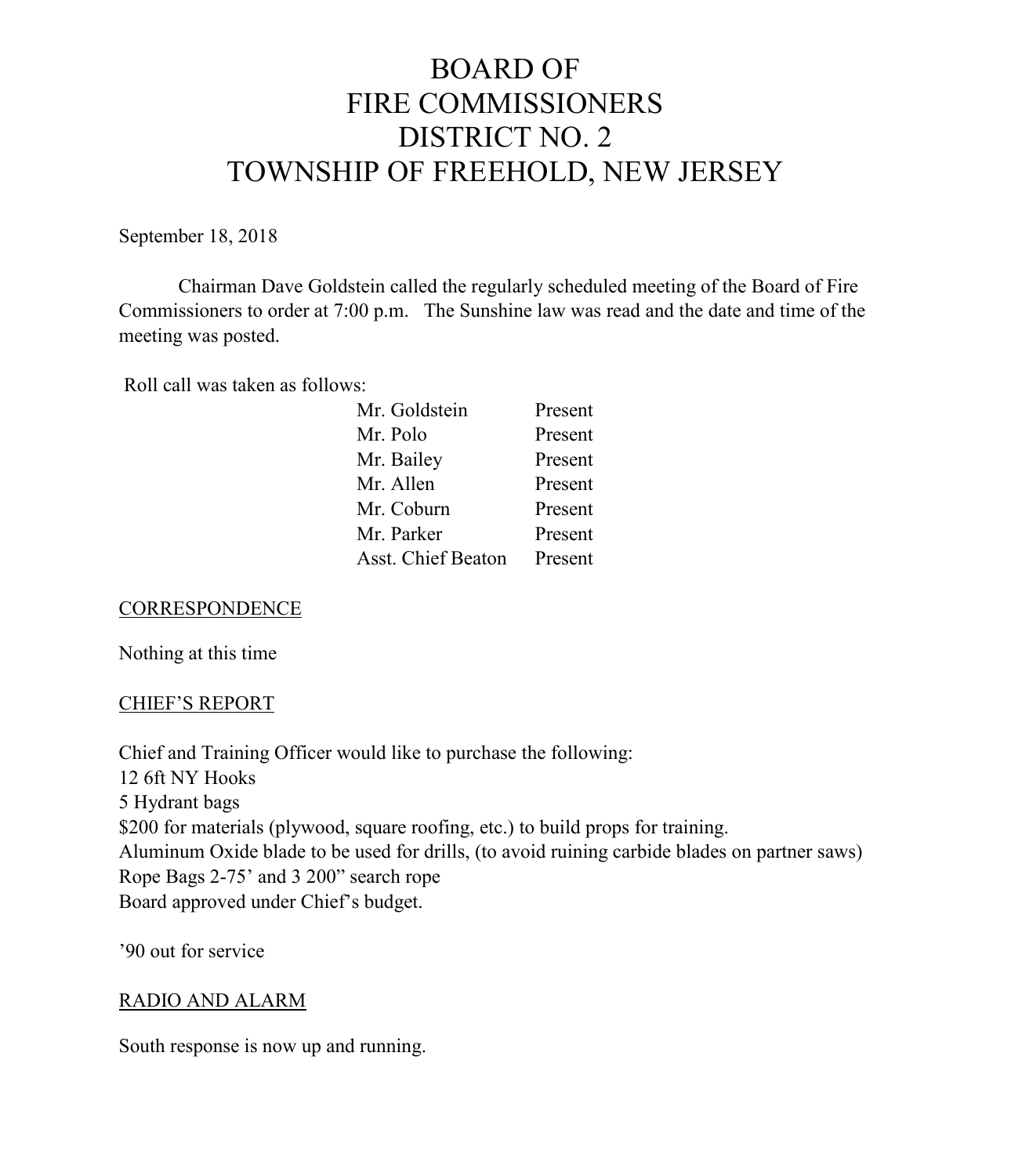# BOARD OF
# FIRE COMMISSIONERS
# DISTRICT NO. 2
# TOWNSHIP OF FREEHOLD, NEW JERSEY

September 18, 2018

Chairman Dave Goldstein called the regularly scheduled meeting of the Board of Fire Commissioners to order at 7:00 p.m. The Sunshine law was read and the date and time of the meeting was posted.

Roll call was taken as follows:

| | |
|---|---|
| Mr. Goldstein | Present |
| Mr. Polo | Present |
| Mr. Bailey | Present |
| Mr. Allen | Present |
| Mr. Coburn | Present |
| Mr. Parker | Present |
| Asst. Chief Beaton | Present |

## CORRESPONDENCE

Nothing at this time

## CHIEF'S REPORT

Chief and Training Officer would like to purchase the following:
12 6ft NY Hooks
5 Hydrant bags
$200 for materials (plywood, square roofing, etc.) to build props for training.
Aluminum Oxide blade to be used for drills, (to avoid ruining carbide blades on partner saws)
Rope Bags 2-75' and 3 200" search rope
Board approved under Chief's budget.

'90 out for service

## RADIO AND ALARM

South response is now up and running.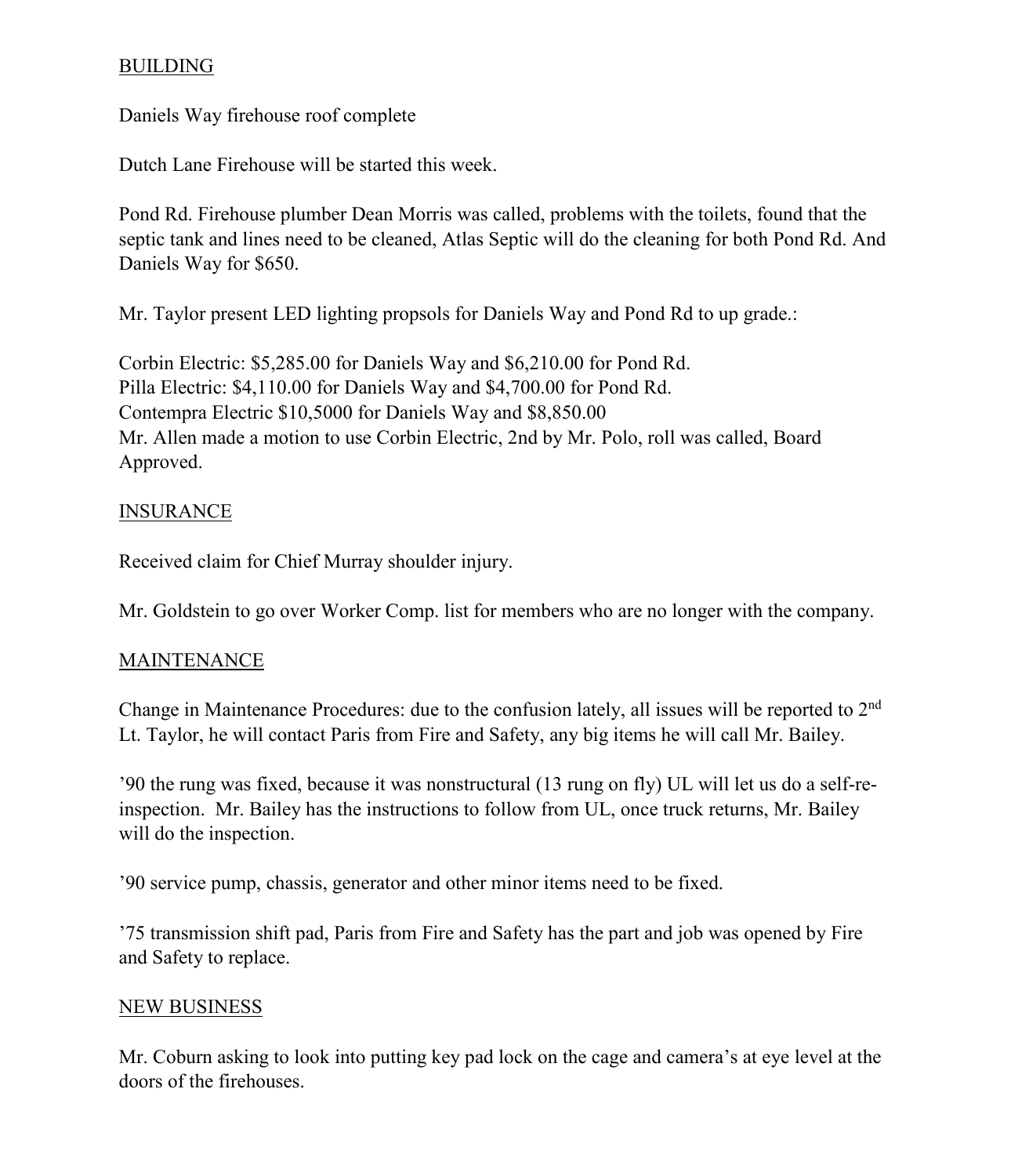BUILDING

Daniels Way firehouse roof complete

Dutch Lane Firehouse will be started this week.

Pond Rd. Firehouse plumber Dean Morris was called, problems with the toilets, found that the septic tank and lines need to be cleaned, Atlas Septic will do the cleaning for both Pond Rd. And Daniels Way for $650.

Mr. Taylor present LED lighting propsols for Daniels Way and Pond Rd to up grade.:

Corbin Electric: $5,285.00 for Daniels Way and $6,210.00 for Pond Rd.
Pilla Electric: $4,110.00 for Daniels Way and $4,700.00 for Pond Rd.
Contempra Electric $10,5000 for Daniels Way and $8,850.00
Mr. Allen made a motion to use Corbin Electric, 2nd by Mr. Polo, roll was called, Board Approved.

INSURANCE

Received claim for Chief Murray shoulder injury.

Mr. Goldstein to go over Worker Comp. list for members who are no longer with the company.

MAINTENANCE

Change in Maintenance Procedures: due to the confusion lately, all issues will be reported to 2nd Lt. Taylor, he will contact Paris from Fire and Safety, any big items he will call Mr. Bailey.

'90 the rung was fixed, because it was nonstructural (13 rung on fly) UL will let us do a self-re-inspection. Mr. Bailey has the instructions to follow from UL, once truck returns, Mr. Bailey will do the inspection.

'90 service pump, chassis, generator and other minor items need to be fixed.

'75 transmission shift pad, Paris from Fire and Safety has the part and job was opened by Fire and Safety to replace.

NEW BUSINESS

Mr. Coburn asking to look into putting key pad lock on the cage and camera's at eye level at the doors of the firehouses.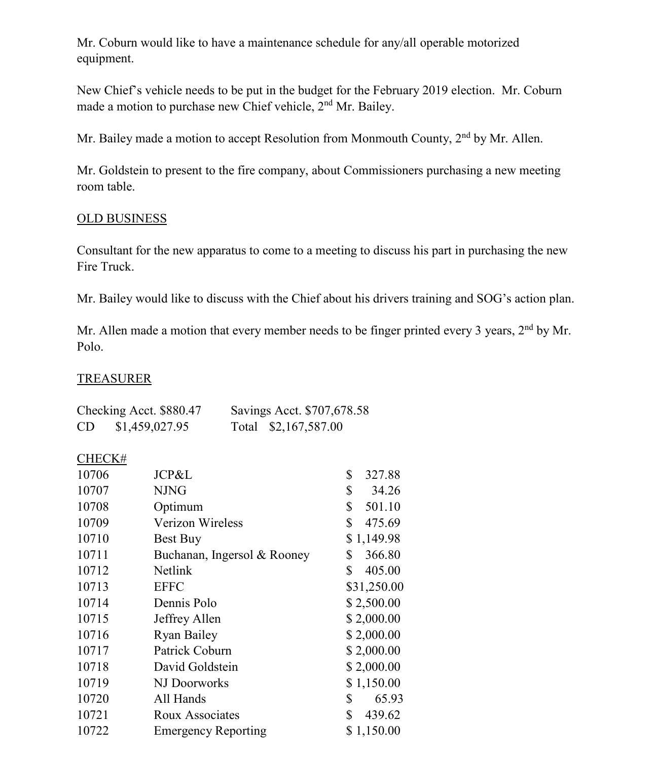Mr. Coburn would like to have a maintenance schedule for any/all operable motorized equipment.

New Chief's vehicle needs to be put in the budget for the February 2019 election. Mr. Coburn made a motion to purchase new Chief vehicle, 2nd Mr. Bailey.

Mr. Bailey made a motion to accept Resolution from Monmouth County, 2nd by Mr. Allen.

Mr. Goldstein to present to the fire company, about Commissioners purchasing a new meeting room table.

<u>OLD BUSINESS</u>

Consultant for the new apparatus to come to a meeting to discuss his part in purchasing the new Fire Truck.

Mr. Bailey would like to discuss with the Chief about his drivers training and SOG's action plan.

Mr. Allen made a motion that every member needs to be finger printed every 3 years, 2nd by Mr. Polo.

<u>TREASURER</u>

| | |
|---|---|
| Checking Acct. $880.47 | Savings Acct. $707,678.58 |
| CD $1,459,027.95 | Total $2,167,587.00 |

| CHECK# | | |
|---|---|---|
| 10706 | JCP&L | $ 327.88 |
| 10707 | NJNG | $ 34.26 |
| 10708 | Optimum | $ 501.10 |
| 10709 | Verizon Wireless | $ 475.69 |
| 10710 | Best Buy | $ 1,149.98 |
| 10711 | Buchanan, Ingersol & Rooney | $ 366.80 |
| 10712 | Netlink | $ 405.00 |
| 10713 | EFFC | $31,250.00 |
| 10714 | Dennis Polo | $ 2,500.00 |
| 10715 | Jeffrey Allen | $ 2,000.00 |
| 10716 | Ryan Bailey | $ 2,000.00 |
| 10717 | Patrick Coburn | $ 2,000.00 |
| 10718 | David Goldstein | $ 2,000.00 |
| 10719 | NJ Doorworks | $ 1,150.00 |
| 10720 | All Hands | $ 65.93 |
| 10721 | Roux Associates | $ 439.62 |
| 10722 | Emergency Reporting | $ 1,150.00 |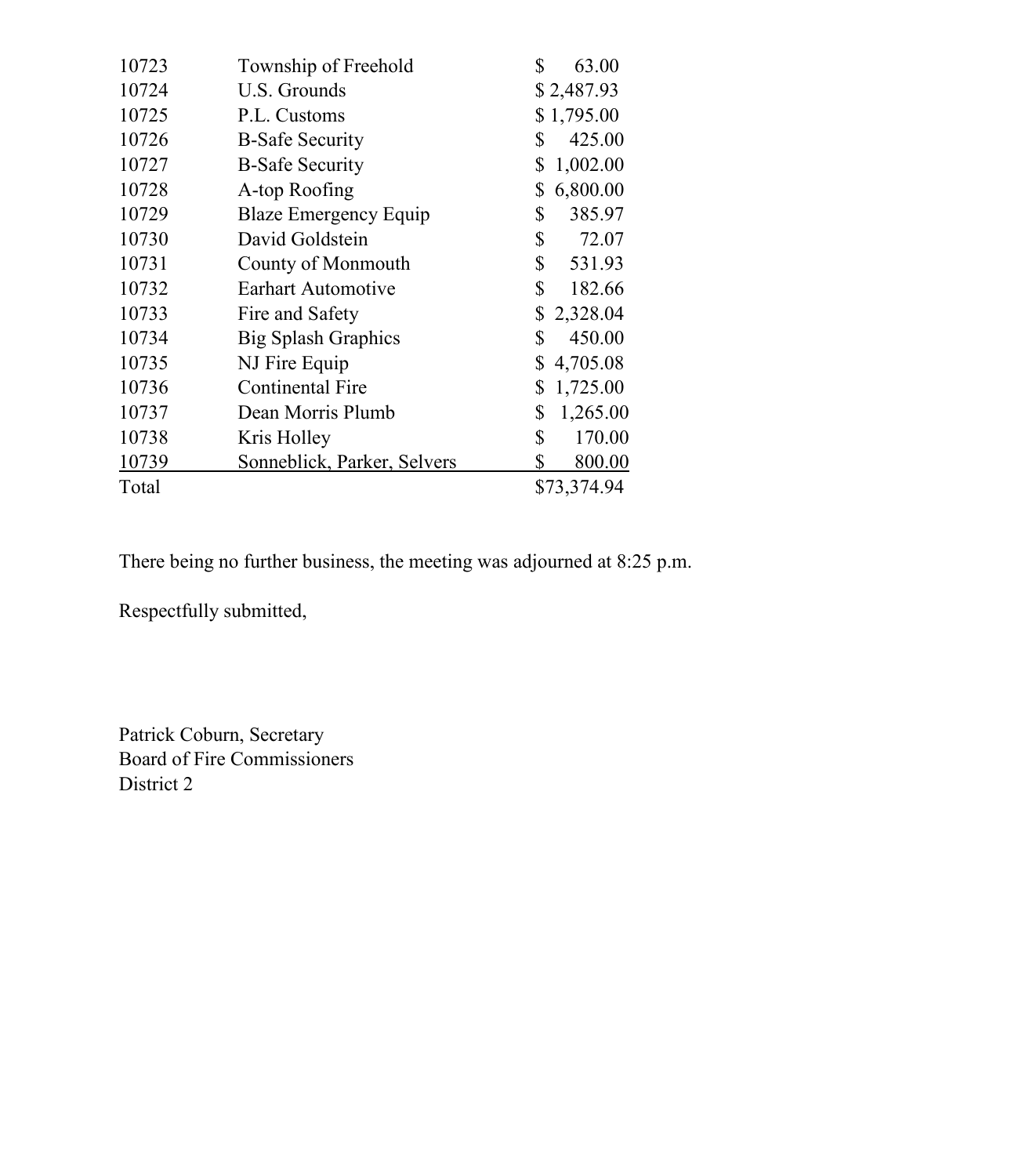| | | |
|---|---|---|
| 10723 | Township of Freehold | $ 63.00 |
| 10724 | U.S. Grounds | $ 2,487.93 |
| 10725 | P.L. Customs | $ 1,795.00 |
| 10726 | B-Safe Security | $ 425.00 |
| 10727 | B-Safe Security | $ 1,002.00 |
| 10728 | A-top Roofing | $ 6,800.00 |
| 10729 | Blaze Emergency Equip | $ 385.97 |
| 10730 | David Goldstein | $ 72.07 |
| 10731 | County of Monmouth | $ 531.93 |
| 10732 | Earhart Automotive | $ 182.66 |
| 10733 | Fire and Safety | $ 2,328.04 |
| 10734 | Big Splash Graphics | $ 450.00 |
| 10735 | NJ Fire Equip | $ 4,705.08 |
| 10736 | Continental Fire | $ 1,725.00 |
| 10737 | Dean Morris Plumb | $ 1,265.00 |
| 10738 | Kris Holley | $ 170.00 |
| 10739 | Sonneblick, Parker, Selvers | $ 800.00 |
| Total | | $73,374.94 |

There being no further business, the meeting was adjourned at 8:25 p.m.

Respectfully submitted,

Patrick Coburn, Secretary
Board of Fire Commissioners
District 2